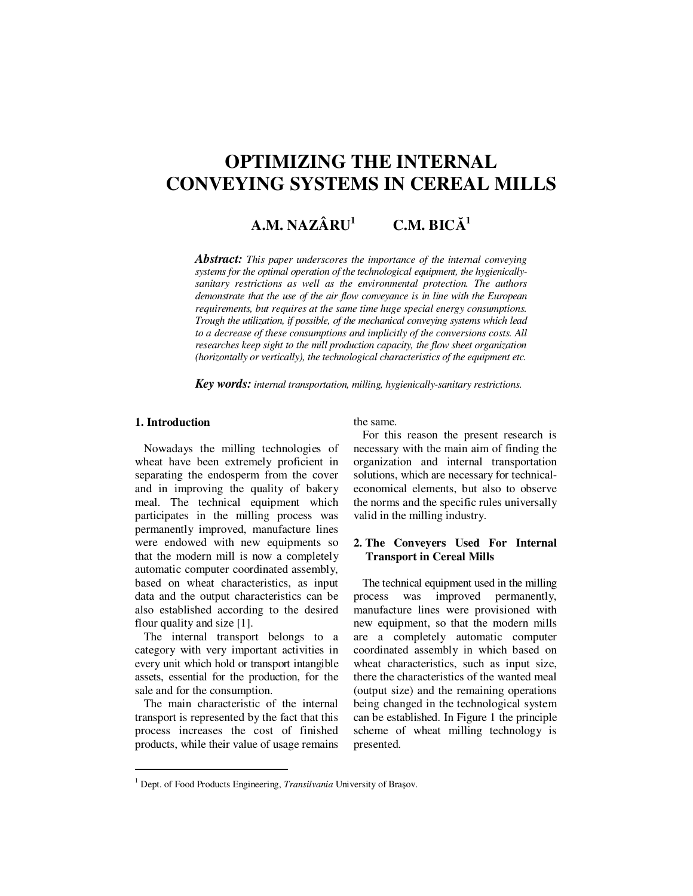# OPTIMIZING THE INTERNAL CONVEYING SYSTEMS IN CEREAL MILLS

**A.M. NAZÂRU[1] C.M. BICĂ[1]**

***Abstract:*** *This paper underscores the importance of the internal conveying systems for the optimal operation of the technological equipment, the hygienically-sanitary restrictions as well as the environmental protection. The authors demonstrate that the use of the air flow conveyance is in line with the European requirements, but requires at the same time huge special energy consumptions. Trough the utilization, if possible, of the mechanical conveying systems which lead to a decrease of these consumptions and implicitly of the conversions costs. All researches keep sight to the mill production capacity, the flow sheet organization (horizontally or vertically), the technological characteristics of the equipment etc.*

***Key words:*** *internal transportation, milling, hygienically-sanitary restrictions.*

## 1. Introduction

Nowadays the milling technologies of wheat have been extremely proficient in separating the endosperm from the cover and in improving the quality of bakery meal. The technical equipment which participates in the milling process was permanently improved, manufacture lines were endowed with new equipments so that the modern mill is now a completely automatic computer coordinated assembly, based on wheat characteristics, as input data and the output characteristics can be also established according to the desired flour quality and size [1].

The internal transport belongs to a category with very important activities in every unit which hold or transport intangible assets, essential for the production, for the sale and for the consumption.

The main characteristic of the internal transport is represented by the fact that this process increases the cost of finished products, while their value of usage remains the same.

For this reason the present research is necessary with the main aim of finding the organization and internal transportation solutions, which are necessary for technical-economical elements, but also to observe the norms and the specific rules universally valid in the milling industry.

## 2. The Conveyers Used For Internal Transport in Cereal Mills

The technical equipment used in the milling process was improved permanently, manufacture lines were provisioned with new equipment, so that the modern mills are a completely automatic computer coordinated assembly in which based on wheat characteristics, such as input size, there the characteristics of the wanted meal (output size) and the remaining operations being changed in the technological system can be established. In Figure 1 the principle scheme of wheat milling technology is presented.

---

[1] Dept. of Food Products Engineering, *Transilvania* University of Braşov.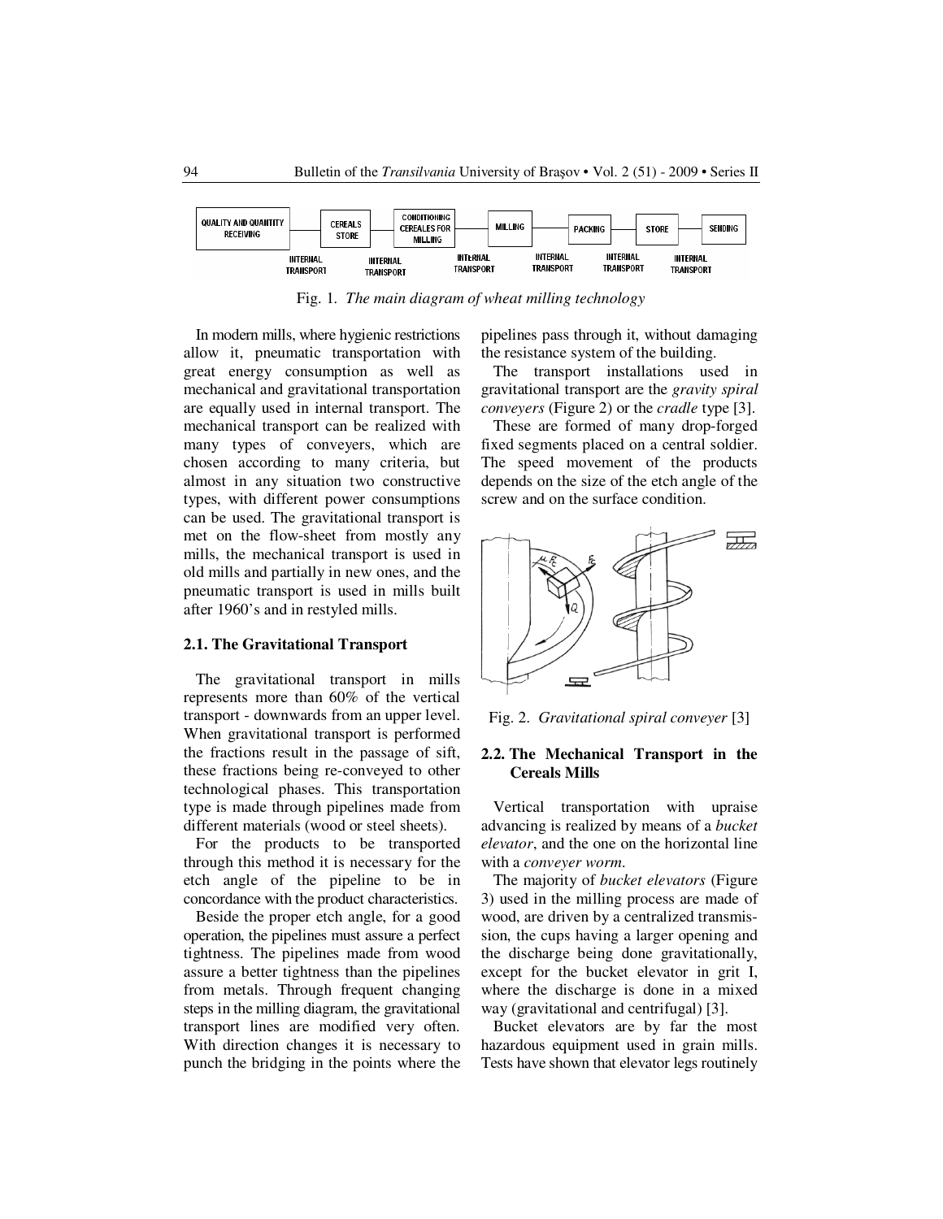Fig. 1. *The main diagram of wheat milling technology*

In modern mills, where hygienic restrictions allow it, pneumatic transportation with great energy consumption as well as mechanical and gravitational transportation are equally used in internal transport. The mechanical transport can be realized with many types of conveyers, which are chosen according to many criteria, but almost in any situation two constructive types, with different power consumptions can be used. The gravitational transport is met on the flow-sheet from mostly any mills, the mechanical transport is used in old mills and partially in new ones, and the pneumatic transport is used in mills built after 1960's and in restyled mills.

### 2.1. The Gravitational Transport

The gravitational transport in mills represents more than 60% of the vertical transport - downwards from an upper level. When gravitational transport is performed the fractions result in the passage of sift, these fractions being re-conveyed to other technological phases. This transportation type is made through pipelines made from different materials (wood or steel sheets).

For the products to be transported through this method it is necessary for the etch angle of the pipeline to be in concordance with the product characteristics.

Beside the proper etch angle, for a good operation, the pipelines must assure a perfect tightness. The pipelines made from wood assure a better tightness than the pipelines from metals. Through frequent changing steps in the milling diagram, the gravitational transport lines are modified very often. With direction changes it is necessary to punch the bridging in the points where the pipelines pass through it, without damaging the resistance system of the building.

The transport installations used in gravitational transport are the *gravity spiral conveyers* (Figure 2) or the *cradle* type [3].

These are formed of many drop-forged fixed segments placed on a central soldier. The speed movement of the products depends on the size of the etch angle of the screw and on the surface condition.

Fig. 2. *Gravitational spiral conveyer* [3]

### 2.2. The Mechanical Transport in the Cereals Mills

Vertical transportation with upraise advancing is realized by means of a *bucket elevator*, and the one on the horizontal line with a *conveyer worm*.

The majority of *bucket elevators* (Figure 3) used in the milling process are made of wood, are driven by a centralized transmission, the cups having a larger opening and the discharge being done gravitationally, except for the bucket elevator in grit I, where the discharge is done in a mixed way (gravitational and centrifugal) [3].

Bucket elevators are by far the most hazardous equipment used in grain mills. Tests have shown that elevator legs routinely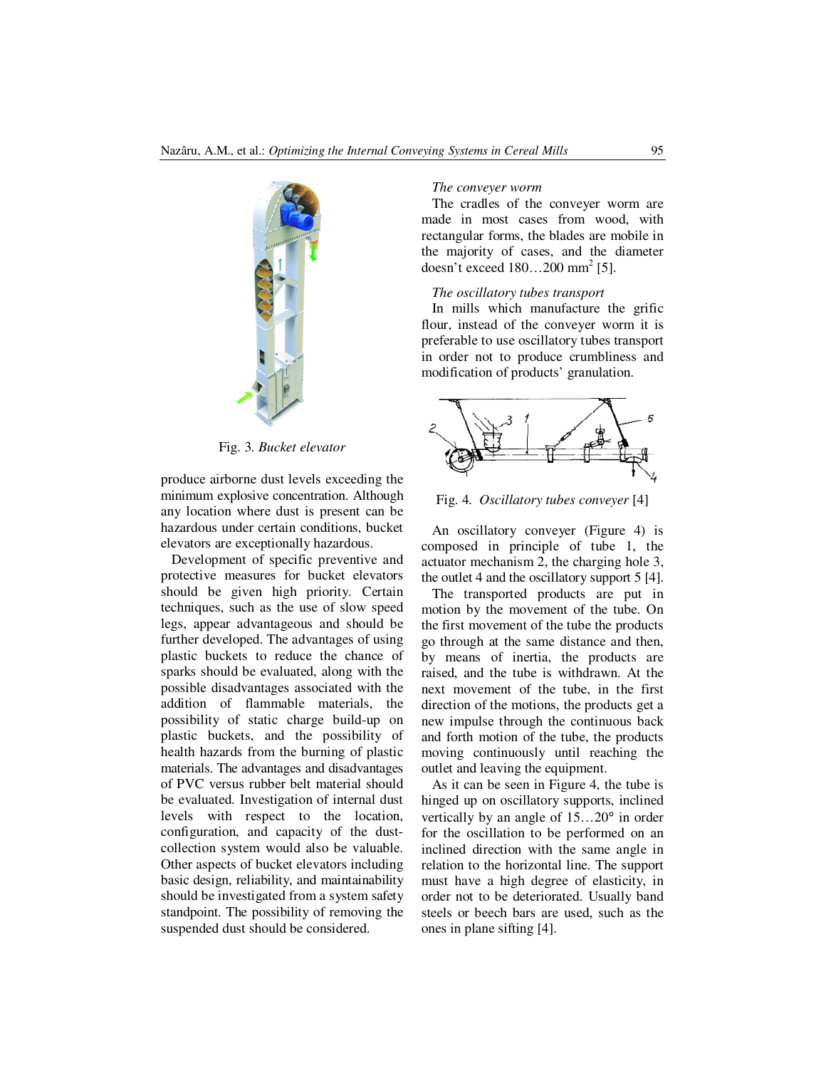Fig. 3. *Bucket elevator*

produce airborne dust levels exceeding the minimum explosive concentration. Although any location where dust is present can be hazardous under certain conditions, bucket elevators are exceptionally hazardous.

Development of specific preventive and protective measures for bucket elevators should be given high priority. Certain techniques, such as the use of slow speed legs, appear advantageous and should be further developed. The advantages of using plastic buckets to reduce the chance of sparks should be evaluated, along with the possible disadvantages associated with the addition of flammable materials, the possibility of static charge build-up on plastic buckets, and the possibility of health hazards from the burning of plastic materials. The advantages and disadvantages of PVC versus rubber belt material should be evaluated. Investigation of internal dust levels with respect to the location, configuration, and capacity of the dust-collection system would also be valuable. Other aspects of bucket elevators including basic design, reliability, and maintainability should be investigated from a system safety standpoint. The possibility of removing the suspended dust should be considered.

*The conveyer worm*

The cradles of the conveyer worm are made in most cases from wood, with rectangular forms, the blades are mobile in the majority of cases, and the diameter doesn't exceed 180…200 mm$^2$ [5].

*The oscillatory tubes transport*

In mills which manufacture the grific flour, instead of the conveyer worm it is preferable to use oscillatory tubes transport in order not to produce crumbliness and modification of products' granulation.

Fig. 4. *Oscillatory tubes conveyer* [4]

An oscillatory conveyer (Figure 4) is composed in principle of tube 1, the actuator mechanism 2, the charging hole 3, the outlet 4 and the oscillatory support 5 [4].

The transported products are put in motion by the movement of the tube. On the first movement of the tube the products go through at the same distance and then, by means of inertia, the products are raised, and the tube is withdrawn. At the next movement of the tube, in the first direction of the motions, the products get a new impulse through the continuous back and forth motion of the tube, the products moving continuously until reaching the outlet and leaving the equipment.

As it can be seen in Figure 4, the tube is hinged up on oscillatory supports, inclined vertically by an angle of 15…20° in order for the oscillation to be performed on an inclined direction with the same angle in relation to the horizontal line. The support must have a high degree of elasticity, in order not to be deteriorated. Usually band steels or beech bars are used, such as the ones in plane sifting [4].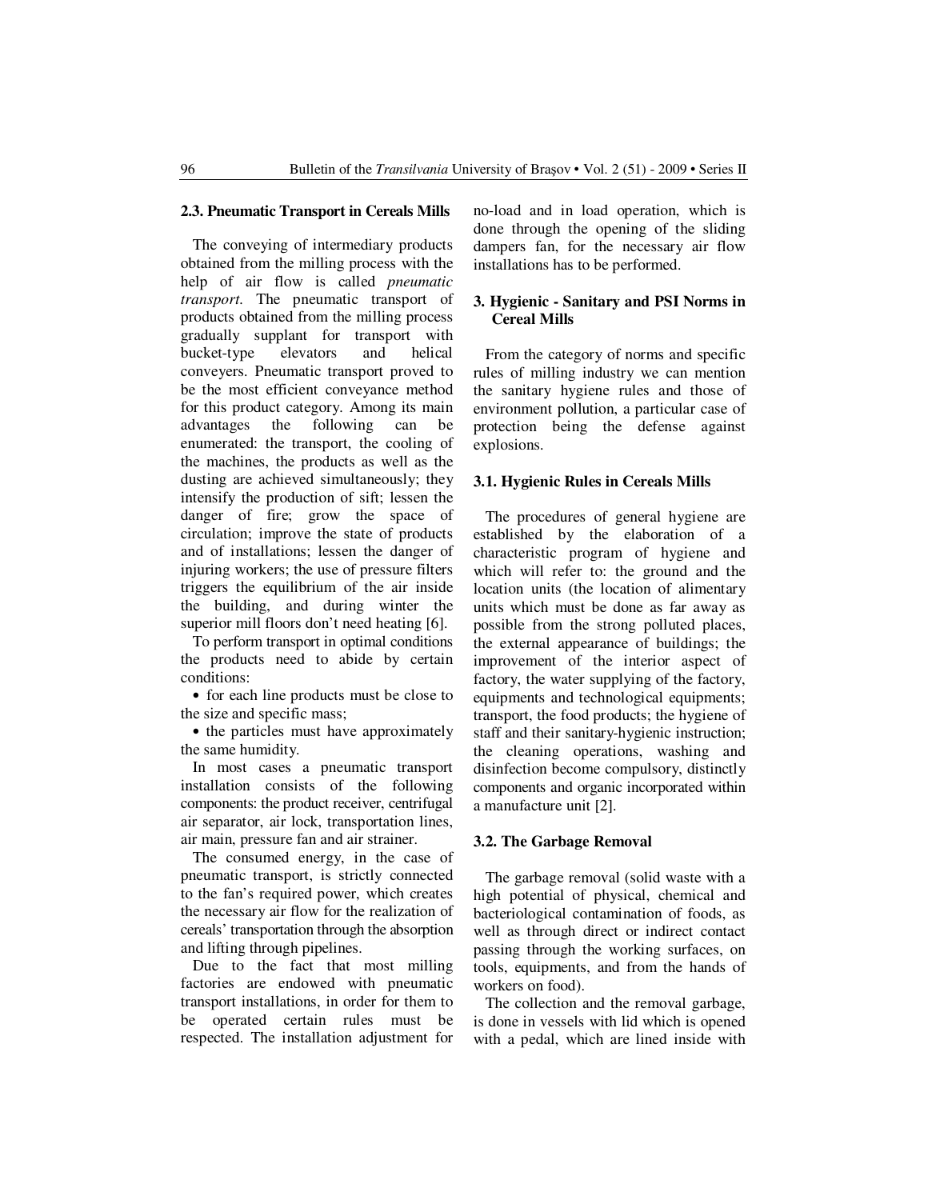### 2.3. Pneumatic Transport in Cereals Mills

The conveying of intermediary products obtained from the milling process with the help of air flow is called *pneumatic transport*. The pneumatic transport of products obtained from the milling process gradually supplant for transport with bucket-type elevators and helical conveyers. Pneumatic transport proved to be the most efficient conveyance method for this product category. Among its main advantages the following can be enumerated: the transport, the cooling of the machines, the products as well as the dusting are achieved simultaneously; they intensify the production of sift; lessen the danger of fire; grow the space of circulation; improve the state of products and of installations; lessen the danger of injuring workers; the use of pressure filters triggers the equilibrium of the air inside the building, and during winter the superior mill floors don't need heating [6].

To perform transport in optimal conditions the products need to abide by certain conditions:

- for each line products must be close to the size and specific mass;
- the particles must have approximately the same humidity.

In most cases a pneumatic transport installation consists of the following components: the product receiver, centrifugal air separator, air lock, transportation lines, air main, pressure fan and air strainer.

The consumed energy, in the case of pneumatic transport, is strictly connected to the fan's required power, which creates the necessary air flow for the realization of cereals' transportation through the absorption and lifting through pipelines.

Due to the fact that most milling factories are endowed with pneumatic transport installations, in order for them to be operated certain rules must be respected. The installation adjustment for no-load and in load operation, which is done through the opening of the sliding dampers fan, for the necessary air flow installations has to be performed.

## 3. Hygienic - Sanitary and PSI Norms in Cereal Mills

From the category of norms and specific rules of milling industry we can mention the sanitary hygiene rules and those of environment pollution, a particular case of protection being the defense against explosions.

### 3.1. Hygienic Rules in Cereals Mills

The procedures of general hygiene are established by the elaboration of a characteristic program of hygiene and which will refer to: the ground and the location units (the location of alimentary units which must be done as far away as possible from the strong polluted places, the external appearance of buildings; the improvement of the interior aspect of factory, the water supplying of the factory, equipments and technological equipments; transport, the food products; the hygiene of staff and their sanitary-hygienic instruction; the cleaning operations, washing and disinfection become compulsory, distinctly components and organic incorporated within a manufacture unit [2].

### 3.2. The Garbage Removal

The garbage removal (solid waste with a high potential of physical, chemical and bacteriological contamination of foods, as well as through direct or indirect contact passing through the working surfaces, on tools, equipments, and from the hands of workers on food).

The collection and the removal garbage, is done in vessels with lid which is opened with a pedal, which are lined inside with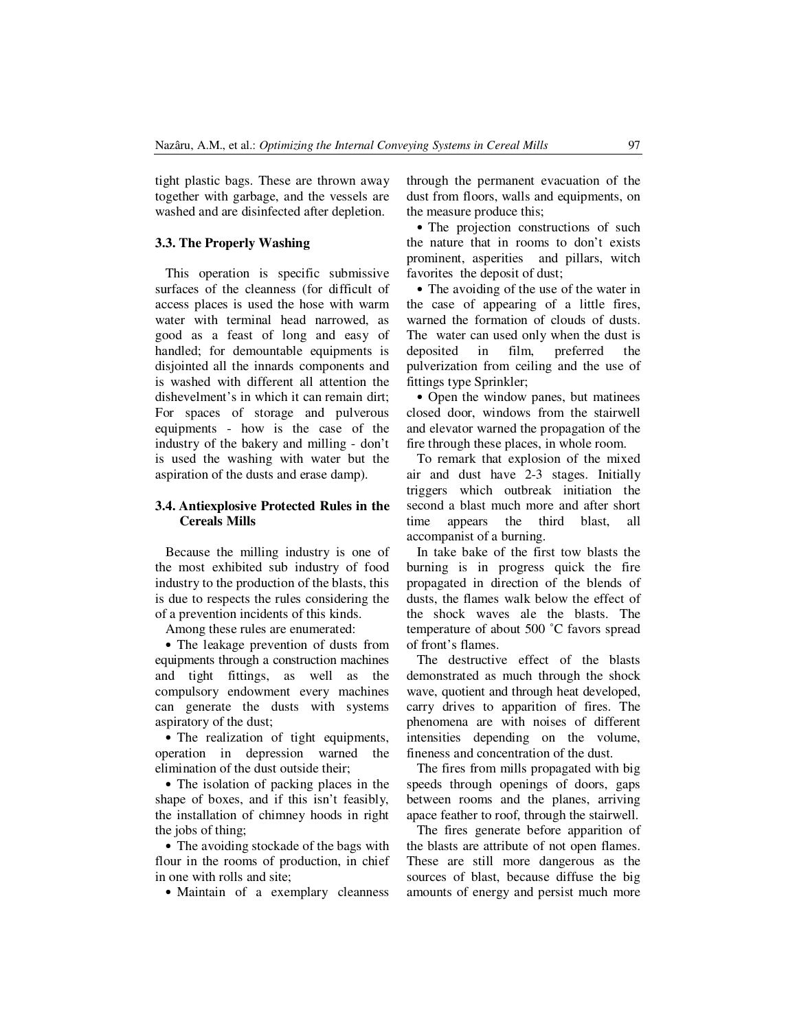tight plastic bags. These are thrown away together with garbage, and the vessels are washed and are disinfected after depletion.

### 3.3. The Properly Washing

This operation is specific submissive surfaces of the cleanness (for difficult of access places is used the hose with warm water with terminal head narrowed, as good as a feast of long and easy of handled; for demountable equipments is disjointed all the innards components and is washed with different all attention the dishevelment's in which it can remain dirt; For spaces of storage and pulverous equipments - how is the case of the industry of the bakery and milling - don't is used the washing with water but the aspiration of the dusts and erase damp).

### 3.4. Antiexplosive Protected Rules in the Cereals Mills

Because the milling industry is one of the most exhibited sub industry of food industry to the production of the blasts, this is due to respects the rules considering the of a prevention incidents of this kinds.

Among these rules are enumerated:

- The leakage prevention of dusts from equipments through a construction machines and tight fittings, as well as the compulsory endowment every machines can generate the dusts with systems aspiratory of the dust;
- The realization of tight equipments, operation in depression warned the elimination of the dust outside their;
- The isolation of packing places in the shape of boxes, and if this isn't feasibly, the installation of chimney hoods in right the jobs of thing;
- The avoiding stockade of the bags with flour in the rooms of production, in chief in one with rolls and site;
- Maintain of a exemplary cleanness through the permanent evacuation of the dust from floors, walls and equipments, on the measure produce this;
- The projection constructions of such the nature that in rooms to don't exists prominent, asperities and pillars, witch favorites the deposit of dust;
- The avoiding of the use of the water in the case of appearing of a little fires, warned the formation of clouds of dusts. The water can used only when the dust is deposited in film, preferred the pulverization from ceiling and the use of fittings type Sprinkler;
- Open the window panes, but matinees closed door, windows from the stairwell and elevator warned the propagation of the fire through these places, in whole room.

To remark that explosion of the mixed air and dust have 2-3 stages. Initially triggers which outbreak initiation the second a blast much more and after short time appears the third blast, all accompanist of a burning.

In take bake of the first tow blasts the burning is in progress quick the fire propagated in direction of the blends of dusts, the flames walk below the effect of the shock waves ale the blasts. The temperature of about 500 ˚C favors spread of front's flames.

The destructive effect of the blasts demonstrated as much through the shock wave, quotient and through heat developed, carry drives to apparition of fires. The phenomena are with noises of different intensities depending on the volume, fineness and concentration of the dust.

The fires from mills propagated with big speeds through openings of doors, gaps between rooms and the planes, arriving apace feather to roof, through the stairwell.

The fires generate before apparition of the blasts are attribute of not open flames. These are still more dangerous as the sources of blast, because diffuse the big amounts of energy and persist much more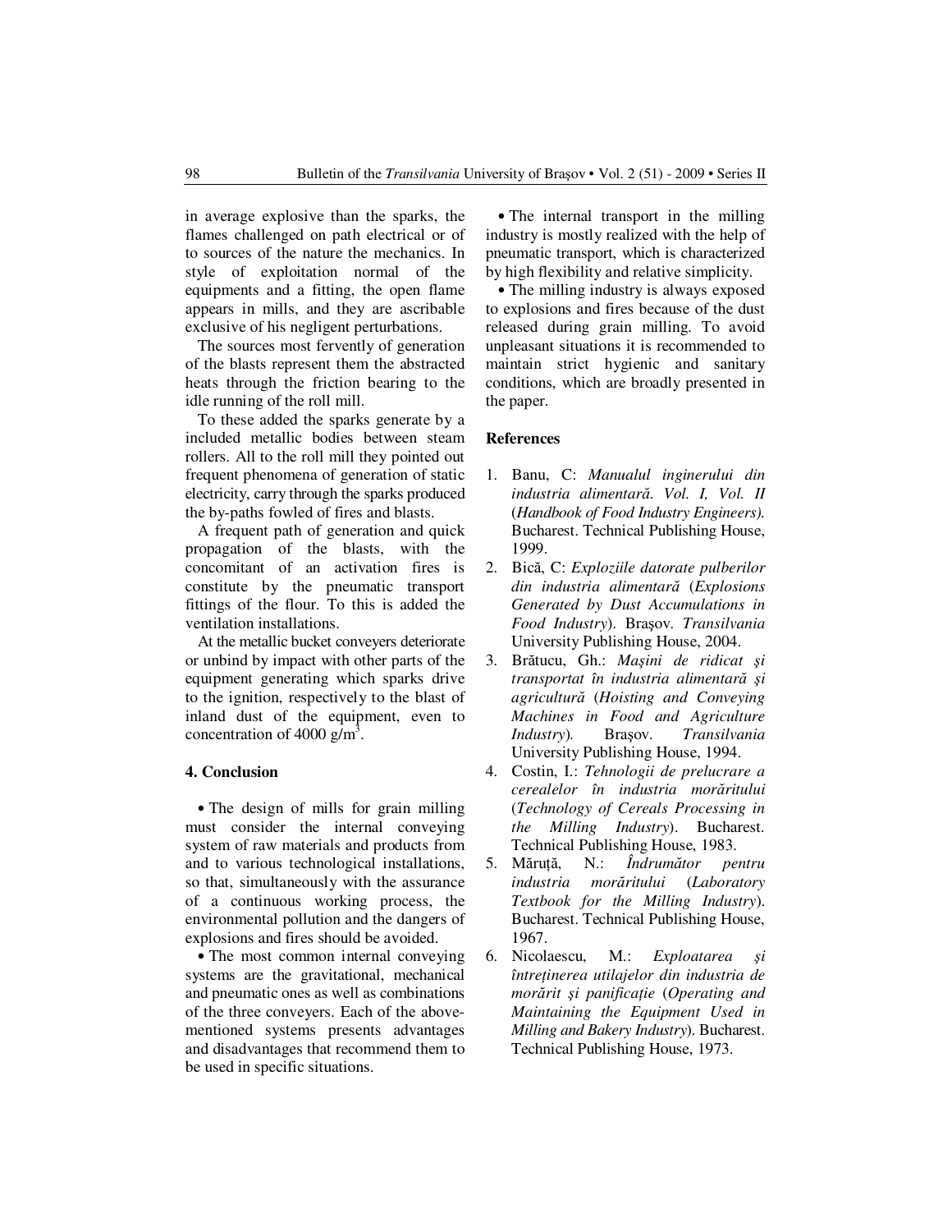in average explosive than the sparks, the flames challenged on path electrical or of to sources of the nature the mechanics. In style of exploitation normal of the equipments and a fitting, the open flame appears in mills, and they are ascribable exclusive of his negligent perturbations.

The sources most fervently of generation of the blasts represent them the abstracted heats through the friction bearing to the idle running of the roll mill.

To these added the sparks generate by a included metallic bodies between steam rollers. All to the roll mill they pointed out frequent phenomena of generation of static electricity, carry through the sparks produced the by-paths fowled of fires and blasts.

A frequent path of generation and quick propagation of the blasts, with the concomitant of an activation fires is constitute by the pneumatic transport fittings of the flour. To this is added the ventilation installations.

At the metallic bucket conveyers deteriorate or unbind by impact with other parts of the equipment generating which sparks drive to the ignition, respectively to the blast of inland dust of the equipment, even to concentration of 4000 $g/m^3$.

## 4. Conclusion

- The design of mills for grain milling must consider the internal conveying system of raw materials and products from and to various technological installations, so that, simultaneously with the assurance of a continuous working process, the environmental pollution and the dangers of explosions and fires should be avoided.
- The most common internal conveying systems are the gravitational, mechanical and pneumatic ones as well as combinations of the three conveyers. Each of the above-mentioned systems presents advantages and disadvantages that recommend them to be used in specific situations.
- The internal transport in the milling industry is mostly realized with the help of pneumatic transport, which is characterized by high flexibility and relative simplicity.
- The milling industry is always exposed to explosions and fires because of the dust released during grain milling. To avoid unpleasant situations it is recommended to maintain strict hygienic and sanitary conditions, which are broadly presented in the paper.

## References

1. Banu, C: *Manualul inginerului din industria alimentară. Vol. I, Vol. II* (*Handbook of Food Industry Engineers).* Bucharest. Technical Publishing House, 1999.
2. Bică, C: *Exploziile datorate pulberilor din industria alimentară* (*Explosions Generated by Dust Accumulations in Food Industry*). Braşov. *Transilvania* University Publishing House, 2004.
3. Brătucu, Gh.: *Maşini de ridicat şi transportat în industria alimentară şi agricultură* (*Hoisting and Conveying Machines in Food and Agriculture Industry*). Braşov. *Transilvania* University Publishing House, 1994.
4. Costin, I.: *Tehnologii de prelucrare a cerealelor în industria morăritului* (*Technology of Cereals Processing in the Milling Industry*). Bucharest. Technical Publishing House, 1983.
5. Māruță, N.: *Îndrumător pentru industria morăritului* (*Laboratory Textbook for the Milling Industry*). Bucharest. Technical Publishing House, 1967.
6. Nicolaescu, M.: *Exploatarea şi întreţinerea utilajelor din industria de morărit şi panificaţie* (*Operating and Maintaining the Equipment Used in Milling and Bakery Industry*). Bucharest. Technical Publishing House, 1973.